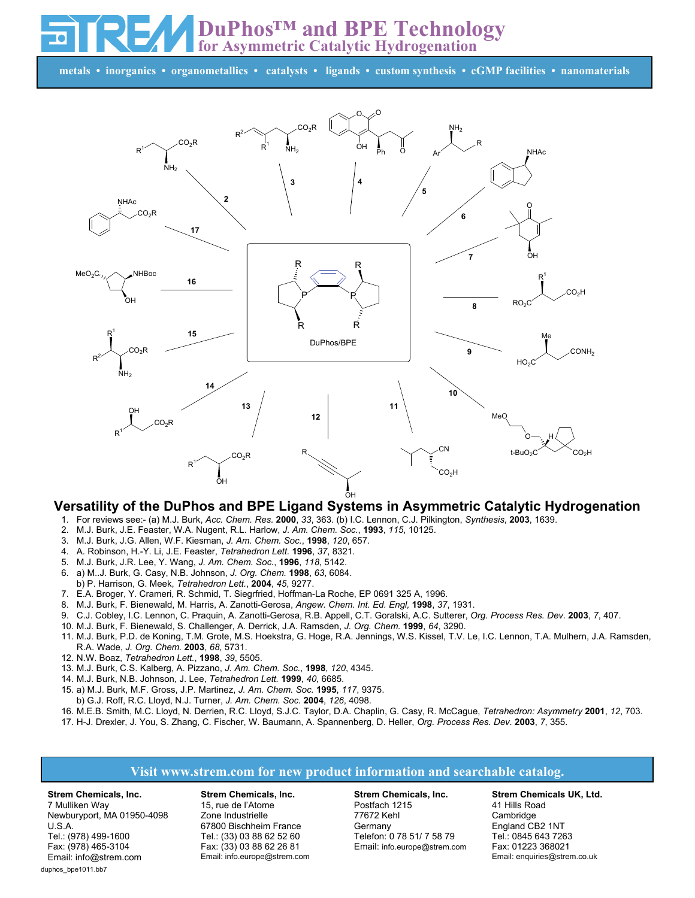# DuPhos™ and BPE Technology

## for Asymmetric Catalytic Hydrogenation

**metals • inorganics • organometallics • catalysts • ligands • custom synthesis • cGMP facilities • nanomaterials**

DuPhos/BPE

## Versatility of the DuPhos and BPE Ligand Systems in Asymmetric Catalytic Hydrogenation

1. For reviews see:- (a) M.J. Burk, *Acc. Chem. Res.* **2000**, *33*, 363. (b) I.C. Lennon, C.J. Pilkington, *Synthesis*, **2003**, 1639.
2. M.J. Burk, J.E. Feaster, W.A. Nugent, R.L. Harlow, *J. Am. Chem. Soc.*, **1993**, *115*, 10125.
3. M.J. Burk, J.G. Allen, W.F. Kiesman, *J. Am. Chem. Soc.*, **1998**, *120*, 657.
4. A. Robinson, H.-Y. Li, J.E. Feaster, *Tetrahedron Lett.* **1996**, *37*, 8321.
5. M.J. Burk, J.R. Lee, Y. Wang, *J. Am. Chem. Soc.*, **1996**, *118*, 5142.
6. a) M..J. Burk, G. Casy, N.B. Johnson, *J. Org. Chem.* **1998**, *63*, 6084.
   b) P. Harrison, G. Meek, *Tetrahedron Lett.*, **2004**, *45*, 9277.
7. E.A. Broger, Y. Crameri, R. Schmid, T. Siegrfried, Hoffman-La Roche, EP 0691 325 A, 1996.
8. M.J. Burk, F. Bienewald, M. Harris, A. Zanotti-Gerosa, *Angew. Chem. Int. Ed. Engl,* **1998**, *37*, 1931.
9. C.J. Cobley, I.C. Lennon, C. Praquin, A. Zanotti-Gerosa, R.B. Appell, C.T. Goralski, A.C. Sutterer, *Org. Process Res. Dev.* **2003**, *7*, 407.
10. M.J. Burk, F. Bienewald, S. Challenger, A. Derrick, J.A. Ramsden, *J. Org. Chem.* **1999**, *64*, 3290.
11. M.J. Burk, P.D. de Koning, T.M. Grote, M.S. Hoekstra, G. Hoge, R.A. Jennings, W.S. Kissel, T.V. Le, I.C. Lennon, T.A. Mulhern, J.A. Ramsden, R.A. Wade, *J. Org. Chem.* **2003**, *68*, 5731.
12. N.W. Boaz, *Tetrahedron Lett.*, **1998**, *39*, 5505.
13. M.J. Burk, C.S. Kalberg, A. Pizzano, *J. Am. Chem. Soc.*, **1998**, *120*, 4345.
14. M.J. Burk, N.B. Johnson, J. Lee, *Tetrahedron Lett.* **1999**, *40*, 6685.
15. a) M.J. Burk, M.F. Gross, J.P. Martinez, *J. Am. Chem. Soc.* **1995**, *117*, 9375.
    b) G.J. Roff, R.C. Lloyd, N.J. Turner, *J. Am. Chem. Soc.* **2004**, *126*, 4098.
16. M.E.B. Smith, M.C. Lloyd, N. Derrien, R.C. Lloyd, S.J.C. Taylor, D.A. Chaplin, G. Casy, R. McCague, *Tetrahedron: Asymmetry* **2001**, *12*, 703.
17. H-J. Drexler, J. You, S. Zhang, C. Fischer, W. Baumann, A. Spannenberg, D. Heller, *Org. Process Res. Dev.* **2003**, *7*, 355.

**Visit www.strem.com for new product information and searchable catalog.**

**Strem Chemicals, Inc.**
7 Mulliken Way
Newburyport, MA 01950-4098
U.S.A.
Tel.: (978) 499-1600
Fax: (978) 465-3104
Email: info@strem.com

**Strem Chemicals, Inc.**
15, rue de l'Atome
Zone Industrielle
67800 Bischheim France
Tel.: (33) 03 88 62 52 60
Fax: (33) 03 88 62 26 81
Email: info.europe@strem.com

**Strem Chemicals, Inc.**
Postfach 1215
77672 Kehl
Germany
Telefon: 0 78 51/ 7 58 79
Email: info.europe@strem.com

**Strem Chemicals UK, Ltd.**
41 Hills Road
Cambridge
England CB2 1NT
Tel.: 0845 643 7263
Fax: 01223 368021
Email: enquiries@strem.co.uk

duphos_bpe1011.bb7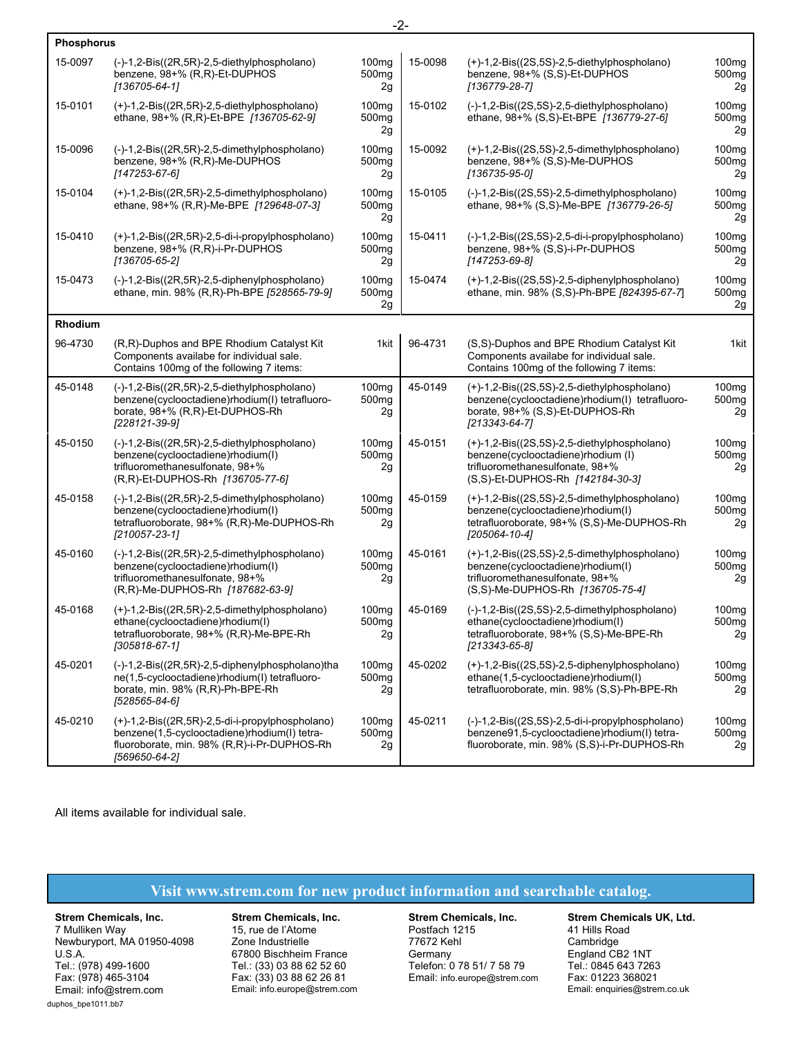## Phosphorus

| | | | | | |
|---|---|---|---|---|---|
| 15-0097 | (-)-1,2-Bis((2R,5R)-2,5-diethylphospholano) benzene, 98+% (R,R)-Et-DUPHOS *[136705-64-1]* | 100mg 500mg 2g | 15-0098 | (+)-1,2-Bis((2S,5S)-2,5-diethylphospholano) benzene, 98+% (S,S)-Et-DUPHOS *[136779-28-7]* | 100mg 500mg 2g |
| 15-0101 | (+)-1,2-Bis((2R,5R)-2,5-diethylphospholano) ethane, 98+% (R,R)-Et-BPE *[136705-62-9]* | 100mg 500mg 2g | 15-0102 | (-)-1,2-Bis((2S,5S)-2,5-diethylphospholano) ethane, 98+% (S,S)-Et-BPE *[136779-27-6]* | 100mg 500mg 2g |
| 15-0096 | (-)-1,2-Bis((2R,5R)-2,5-dimethylphospholano) benzene, 98+% (R,R)-Me-DUPHOS *[147253-67-6]* | 100mg 500mg 2g | 15-0092 | (+)-1,2-Bis((2S,5S)-2,5-dimethylphospholano) benzene, 98+% (S,S)-Me-DUPHOS *[136735-95-0]* | 100mg 500mg 2g |
| 15-0104 | (+)-1,2-Bis((2R,5R)-2,5-dimethylphospholano) ethane, 98+% (R,R)-Me-BPE *[129648-07-3]* | 100mg 500mg 2g | 15-0105 | (-)-1,2-Bis((2S,5S)-2,5-dimethylphospholano) ethane, 98+% (S,S)-Me-BPE *[136779-26-5]* | 100mg 500mg 2g |
| 15-0410 | (+)-1,2-Bis((2R,5R)-2,5-di-i-propylphospholano) benzene, 98+% (R,R)-i-Pr-DUPHOS *[136705-65-2]* | 100mg 500mg 2g | 15-0411 | (-)-1,2-Bis((2S,5S)-2,5-di-i-propylphospholano) benzene, 98+% (S,S)-i-Pr-DUPHOS *[147253-69-8]* | 100mg 500mg 2g |
| 15-0473 | (-)-1,2-Bis((2R,5R)-2,5-diphenylphospholano) ethane, min. 98% (R,R)-Ph-BPE *[528565-79-9]* | 100mg 500mg 2g | 15-0474 | (+)-1,2-Bis((2S,5S)-2,5-diphenylphospholano) ethane, min. 98% (S,S)-Ph-BPE *[824395-67-7]* | 100mg 500mg 2g |

## Rhodium

| | | | | | |
|---|---|---|---|---|---|
| 96-4730 | (R,R)-Duphos and BPE Rhodium Catalyst Kit Components availabe for individual sale. Contains 100mg of the following 7 items: | 1kit | 96-4731 | (S,S)-Duphos and BPE Rhodium Catalyst Kit Components availabe for individual sale. Contains 100mg of the following 7 items: | 1kit |
| 45-0148 | (-)-1,2-Bis((2R,5R)-2,5-diethylphospholano) benzene(cyclooctadiene)rhodium(I) tetrafluoro-borate, 98+% (R,R)-Et-DUPHOS-Rh *[228121-39-9]* | 100mg 500mg 2g | 45-0149 | (+)-1,2-Bis((2S,5S)-2,5-diethylphospholano) benzene(cyclooctadiene)rhodium(I) tetrafluoro-borate, 98+% (S,S)-Et-DUPHOS-Rh *[213343-64-7]* | 100mg 500mg 2g |
| 45-0150 | (-)-1,2-Bis((2R,5R)-2,5-diethylphospholano) benzene(cyclooctadiene)rhodium(I) trifluoromethanesulfonate, 98+% (R,R)-Et-DUPHOS-Rh *[136705-77-6]* | 100mg 500mg 2g | 45-0151 | (+)-1,2-Bis((2S,5S)-2,5-diethylphospholano) benzene(cyclooctadiene)rhodium (I) trifluoromethanesulfonate, 98+% (S,S)-Et-DUPHOS-Rh *[142184-30-3]* | 100mg 500mg 2g |
| 45-0158 | (-)-1,2-Bis((2R,5R)-2,5-dimethylphospholano) benzene(cyclooctadiene)rhodium(I) tetrafluoroborate, 98+% (R,R)-Me-DUPHOS-Rh *[210057-23-1]* | 100mg 500mg 2g | 45-0159 | (+)-1,2-Bis((2S,5S)-2,5-dimethylphospholano) benzene(cyclooctadiene)rhodium(I) tetrafluoroborate, 98+% (S,S)-Me-DUPHOS-Rh *[205064-10-4]* | 100mg 500mg 2g |
| 45-0160 | (-)-1,2-Bis((2R,5R)-2,5-dimethylphospholano) benzene(cyclooctadiene)rhodium(I) trifluoromethanesulfonate, 98+% (R,R)-Me-DUPHOS-Rh *[187682-63-9]* | 100mg 500mg 2g | 45-0161 | (+)-1,2-Bis((2S,5S)-2,5-dimethylphospholano) benzene(cyclooctadiene)rhodium(I) trifluoromethanesulfonate, 98+% (S,S)-Me-DUPHOS-Rh *[136705-75-4]* | 100mg 500mg 2g |
| 45-0168 | (+)-1,2-Bis((2R,5R)-2,5-dimethylphospholano) ethane(cyclooctadiene)rhodium(I) tetrafluoroborate, 98+% (R,R)-Me-BPE-Rh *[305818-67-1]* | 100mg 500mg 2g | 45-0169 | (-)-1,2-Bis((2S,5S)-2,5-dimethylphospholano) ethane(cyclooctadiene)rhodium(I) tetrafluoroborate, 98+% (S,S)-Me-BPE-Rh *[213343-65-8]* | 100mg 500mg 2g |
| 45-0201 | (-)-1,2-Bis((2R,5R)-2,5-diphenylphospholano)thane(1,5-cyclooctadiene)rhodium(I) tetrafluoro-borate, min. 98% (R,R)-Ph-BPE-Rh *[528565-84-6]* | 100mg 500mg 2g | 45-0202 | (+)-1,2-Bis((2S,5S)-2,5-diphenylphospholano) ethane(1,5-cyclooctadiene)rhodium(I) tetrafluoroborate, min. 98% (S,S)-Ph-BPE-Rh | 100mg 500mg 2g |
| 45-0210 | (+)-1,2-Bis((2R,5R)-2,5-di-i-propylphospholano) benzene(1,5-cyclooctadiene)rhodium(I) tetra-fluoroborate, min. 98% (R,R)-i-Pr-DUPHOS-Rh *[569650-64-2]* | 100mg 500mg 2g | 45-0211 | (-)-1,2-Bis((2S,5S)-2,5-di-i-propylphospholano) benzene91,5-cyclooctadiene)rhodium(I) tetra-fluoroborate, min. 98% (S,S)-i-Pr-DUPHOS-Rh | 100mg 500mg 2g |

All items available for individual sale.

**Visit www.strem.com for new product information and searchable catalog.**

**Strem Chemicals, Inc.**
7 Mulliken Way
Newburyport, MA 01950-4098
U.S.A.
Tel.: (978) 499-1600
Fax: (978) 465-3104
Email: info@strem.com

**Strem Chemicals, Inc.**
15, rue de l'Atome
Zone Industrielle
67800 Bischheim France
Tel.: (33) 03 88 62 52 60
Fax: (33) 03 88 62 26 81
Email: info.europe@strem.com

**Strem Chemicals, Inc.**
Postfach 1215
77672 Kehl
Germany
Telefon: 0 78 51/ 7 58 79
Email: info.europe@strem.com

**Strem Chemicals UK, Ltd.**
41 Hills Road
Cambridge
England CB2 1NT
Tel.: 0845 643 7263
Fax: 01223 368021
Email: enquiries@strem.co.uk

duphos_bpe1011.bb7